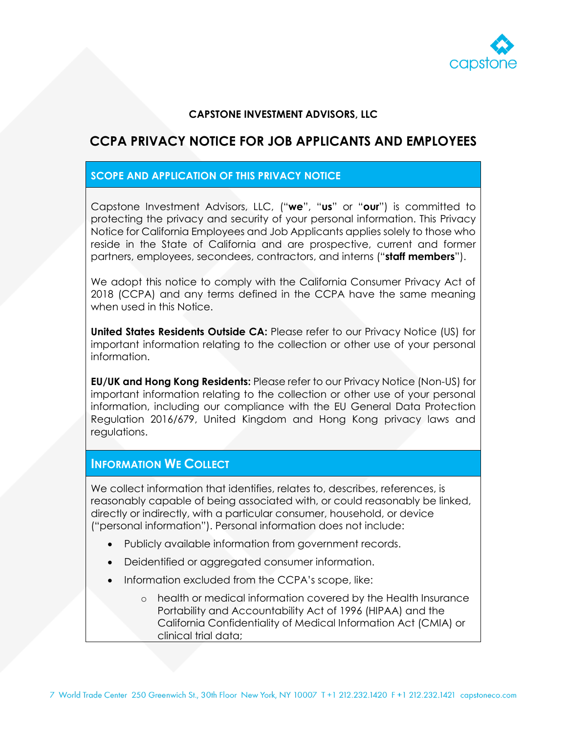**CAPSTONE INVESTMENT ADVISORS, LLC**

# CCPA PRIVACY NOTICE FOR JOB APPLICANTS AND EMPLOYEES

## SCOPE AND APPLICATION OF THIS PRIVACY NOTICE

Capstone Investment Advisors, LLC, ("**we**", "**us**" or "**our**") is committed to protecting the privacy and security of your personal information. This Privacy Notice for California Employees and Job Applicants applies solely to those who reside in the State of California and are prospective, current and former partners, employees, secondees, contractors, and interns ("**staff members**").

We adopt this notice to comply with the California Consumer Privacy Act of 2018 (CCPA) and any terms defined in the CCPA have the same meaning when used in this Notice.

**United States Residents Outside CA:** Please refer to our Privacy Notice (US) for important information relating to the collection or other use of your personal information.

**EU/UK and Hong Kong Residents:** Please refer to our Privacy Notice (Non-US) for important information relating to the collection or other use of your personal information, including our compliance with the EU General Data Protection Regulation 2016/679, United Kingdom and Hong Kong privacy laws and regulations.

## INFORMATION WE COLLECT

We collect information that identifies, relates to, describes, references, is reasonably capable of being associated with, or could reasonably be linked, directly or indirectly, with a particular consumer, household, or device ("personal information"). Personal information does not include:

- Publicly available information from government records.
- Deidentified or aggregated consumer information.
- Information excluded from the CCPA's scope, like:
  - health or medical information covered by the Health Insurance Portability and Accountability Act of 1996 (HIPAA) and the California Confidentiality of Medical Information Act (CMIA) or clinical trial data;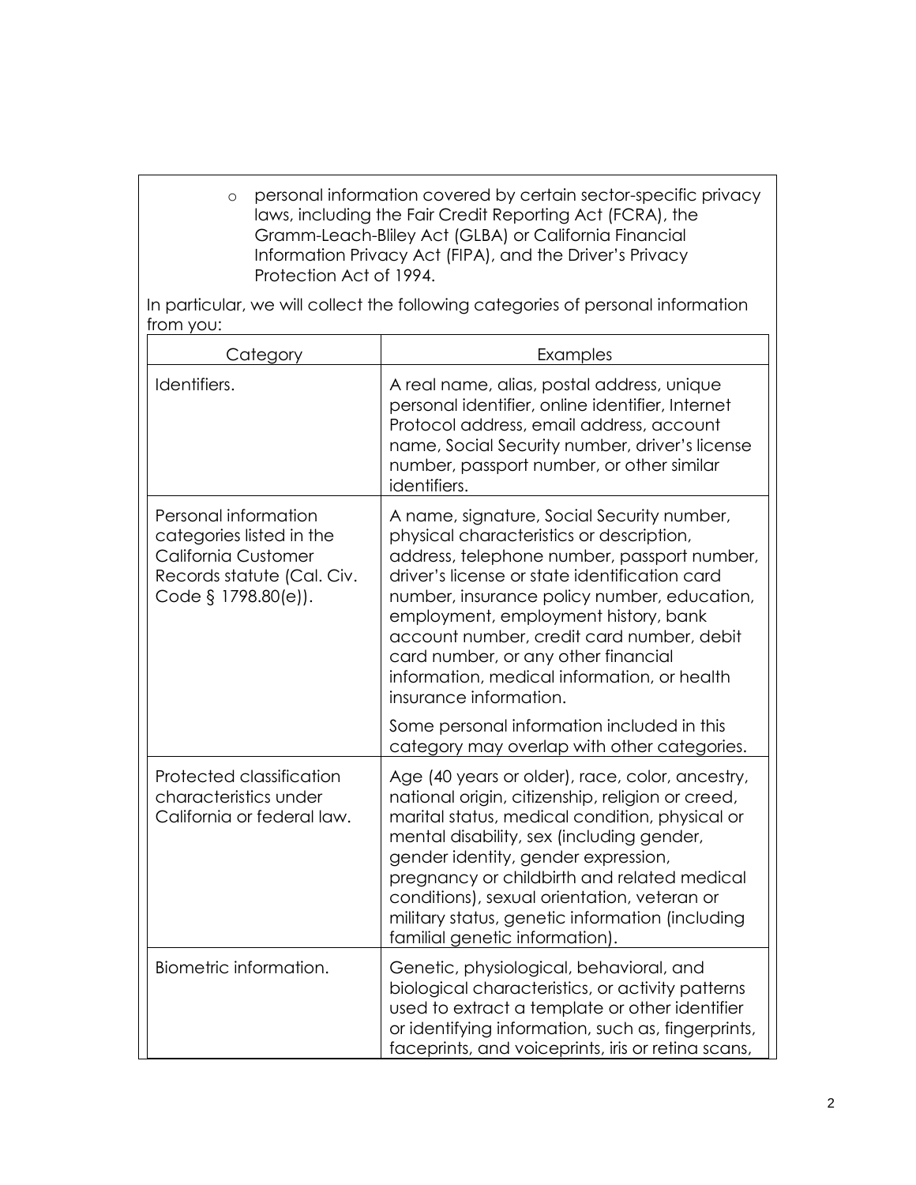- personal information covered by certain sector-specific privacy laws, including the Fair Credit Reporting Act (FCRA), the Gramm-Leach-Bliley Act (GLBA) or California Financial Information Privacy Act (FIPA), and the Driver's Privacy Protection Act of 1994.

In particular, we will collect the following categories of personal information from you:

| Category | Examples |
|---|---|
| Identifiers. | A real name, alias, postal address, unique personal identifier, online identifier, Internet Protocol address, email address, account name, Social Security number, driver's license number, passport number, or other similar identifiers. |
| Personal information categories listed in the California Customer Records statute (Cal. Civ. Code § 1798.80(e)). | A name, signature, Social Security number, physical characteristics or description, address, telephone number, passport number, driver's license or state identification card number, insurance policy number, education, employment, employment history, bank account number, credit card number, debit card number, or any other financial information, medical information, or health insurance information. Some personal information included in this category may overlap with other categories. |
| Protected classification characteristics under California or federal law. | Age (40 years or older), race, color, ancestry, national origin, citizenship, religion or creed, marital status, medical condition, physical or mental disability, sex (including gender, gender identity, gender expression, pregnancy or childbirth and related medical conditions), sexual orientation, veteran or military status, genetic information (including familial genetic information). |
| Biometric information. | Genetic, physiological, behavioral, and biological characteristics, or activity patterns used to extract a template or other identifier or identifying information, such as, fingerprints, faceprints, and voiceprints, iris or retina scans, |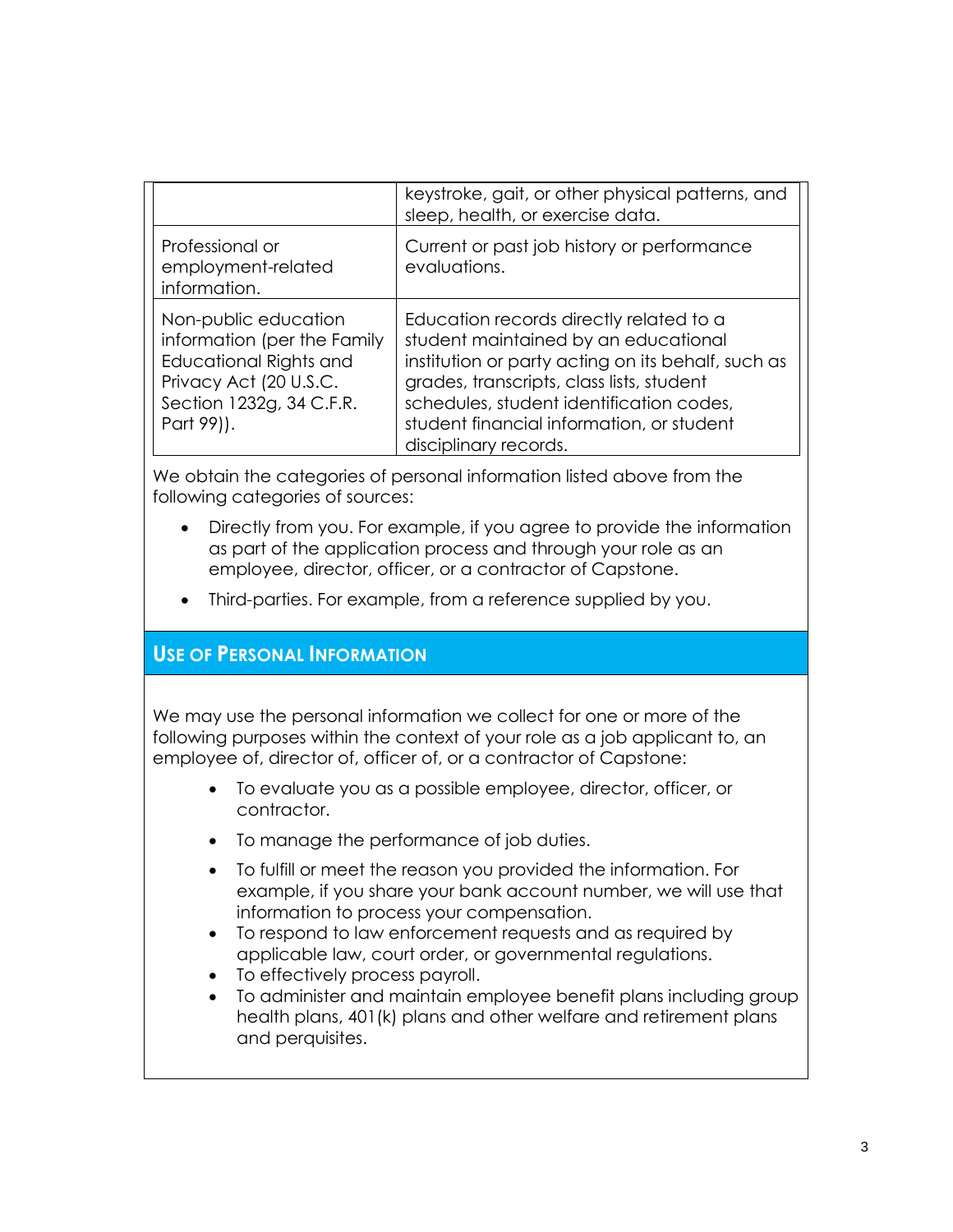| | |
|---|---|
| | keystroke, gait, or other physical patterns, and sleep, health, or exercise data. |
| Professional or employment-related information. | Current or past job history or performance evaluations. |
| Non-public education information (per the Family Educational Rights and Privacy Act (20 U.S.C. Section 1232g, 34 C.F.R. Part 99)). | Education records directly related to a student maintained by an educational institution or party acting on its behalf, such as grades, transcripts, class lists, student schedules, student identification codes, student financial information, or student disciplinary records. |

We obtain the categories of personal information listed above from the following categories of sources:

- Directly from you. For example, if you agree to provide the information as part of the application process and through your role as an employee, director, officer, or a contractor of Capstone.
- Third-parties. For example, from a reference supplied by you.

## USE OF PERSONAL INFORMATION

We may use the personal information we collect for one or more of the following purposes within the context of your role as a job applicant to, an employee of, director of, officer of, or a contractor of Capstone:

- To evaluate you as a possible employee, director, officer, or contractor.
- To manage the performance of job duties.
- To fulfill or meet the reason you provided the information. For example, if you share your bank account number, we will use that information to process your compensation.
- To respond to law enforcement requests and as required by applicable law, court order, or governmental regulations.
- To effectively process payroll.
- To administer and maintain employee benefit plans including group health plans, 401(k) plans and other welfare and retirement plans and perquisites.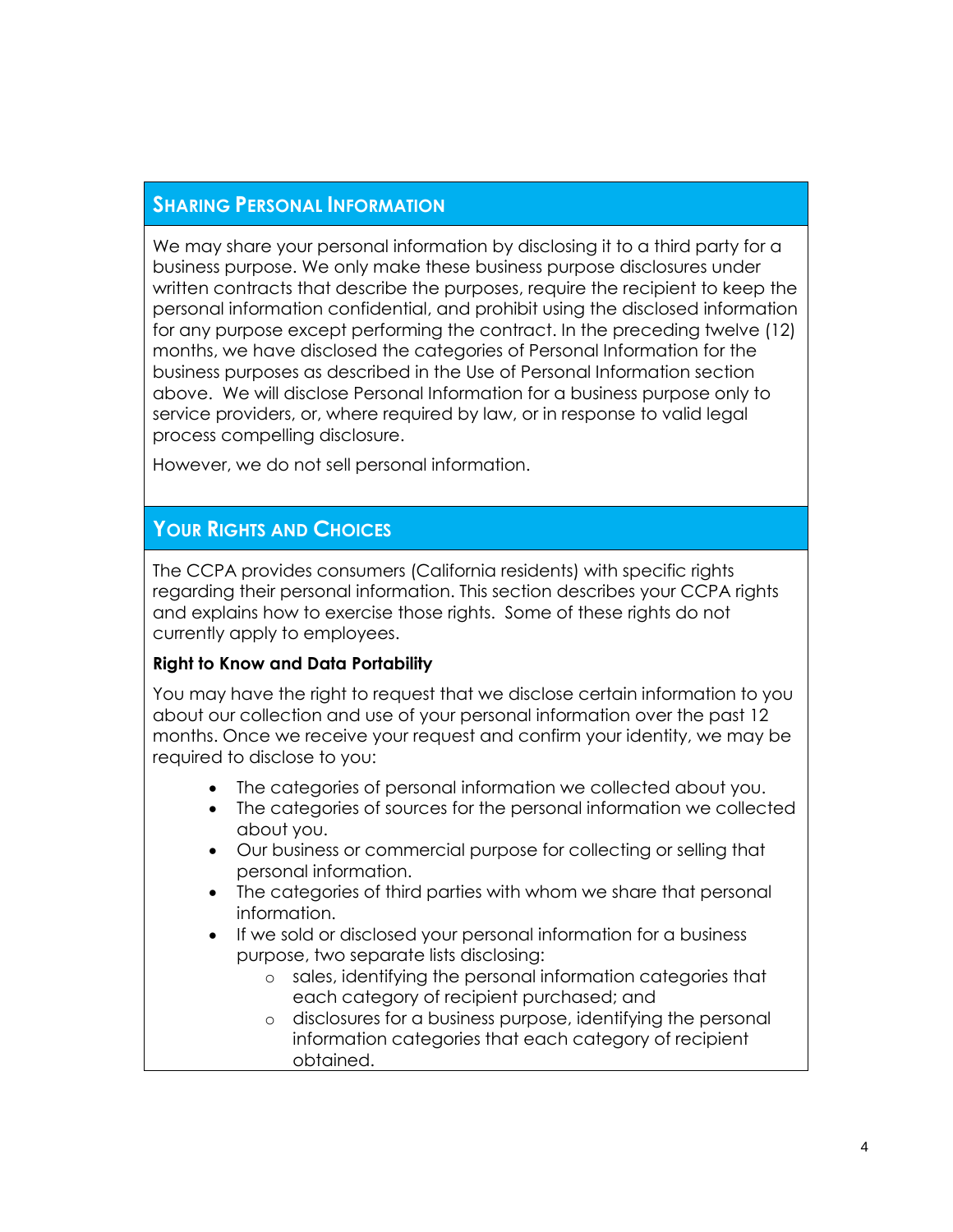## Sharing Personal Information

We may share your personal information by disclosing it to a third party for a business purpose. We only make these business purpose disclosures under written contracts that describe the purposes, require the recipient to keep the personal information confidential, and prohibit using the disclosed information for any purpose except performing the contract. In the preceding twelve (12) months, we have disclosed the categories of Personal Information for the business purposes as described in the Use of Personal Information section above. We will disclose Personal Information for a business purpose only to service providers, or, where required by law, or in response to valid legal process compelling disclosure.

However, we do not sell personal information.

## Your Rights and Choices

The CCPA provides consumers (California residents) with specific rights regarding their personal information. This section describes your CCPA rights and explains how to exercise those rights. Some of these rights do not currently apply to employees.

**Right to Know and Data Portability**

You may have the right to request that we disclose certain information to you about our collection and use of your personal information over the past 12 months. Once we receive your request and confirm your identity, we may be required to disclose to you:

- The categories of personal information we collected about you.
- The categories of sources for the personal information we collected about you.
- Our business or commercial purpose for collecting or selling that personal information.
- The categories of third parties with whom we share that personal information.
- If we sold or disclosed your personal information for a business purpose, two separate lists disclosing:
    - sales, identifying the personal information categories that each category of recipient purchased; and
    - disclosures for a business purpose, identifying the personal information categories that each category of recipient obtained.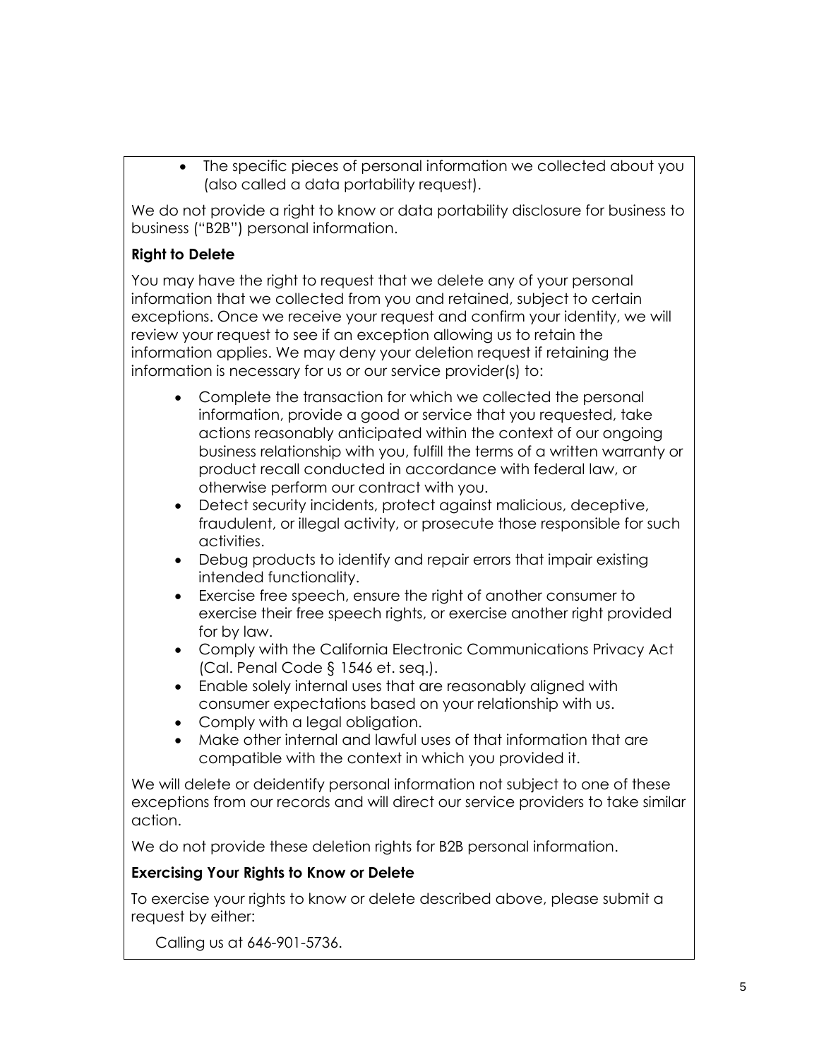- The specific pieces of personal information we collected about you (also called a data portability request).

We do not provide a right to know or data portability disclosure for business to business ("B2B") personal information.

**Right to Delete**

You may have the right to request that we delete any of your personal information that we collected from you and retained, subject to certain exceptions. Once we receive your request and confirm your identity, we will review your request to see if an exception allowing us to retain the information applies. We may deny your deletion request if retaining the information is necessary for us or our service provider(s) to:

- Complete the transaction for which we collected the personal information, provide a good or service that you requested, take actions reasonably anticipated within the context of our ongoing business relationship with you, fulfill the terms of a written warranty or product recall conducted in accordance with federal law, or otherwise perform our contract with you.
- Detect security incidents, protect against malicious, deceptive, fraudulent, or illegal activity, or prosecute those responsible for such activities.
- Debug products to identify and repair errors that impair existing intended functionality.
- Exercise free speech, ensure the right of another consumer to exercise their free speech rights, or exercise another right provided for by law.
- Comply with the California Electronic Communications Privacy Act (Cal. Penal Code § 1546 et. seq.).
- Enable solely internal uses that are reasonably aligned with consumer expectations based on your relationship with us.
- Comply with a legal obligation.
- Make other internal and lawful uses of that information that are compatible with the context in which you provided it.

We will delete or deidentify personal information not subject to one of these exceptions from our records and will direct our service providers to take similar action.

We do not provide these deletion rights for B2B personal information.

**Exercising Your Rights to Know or Delete**

To exercise your rights to know or delete described above, please submit a request by either:

Calling us at 646-901-5736.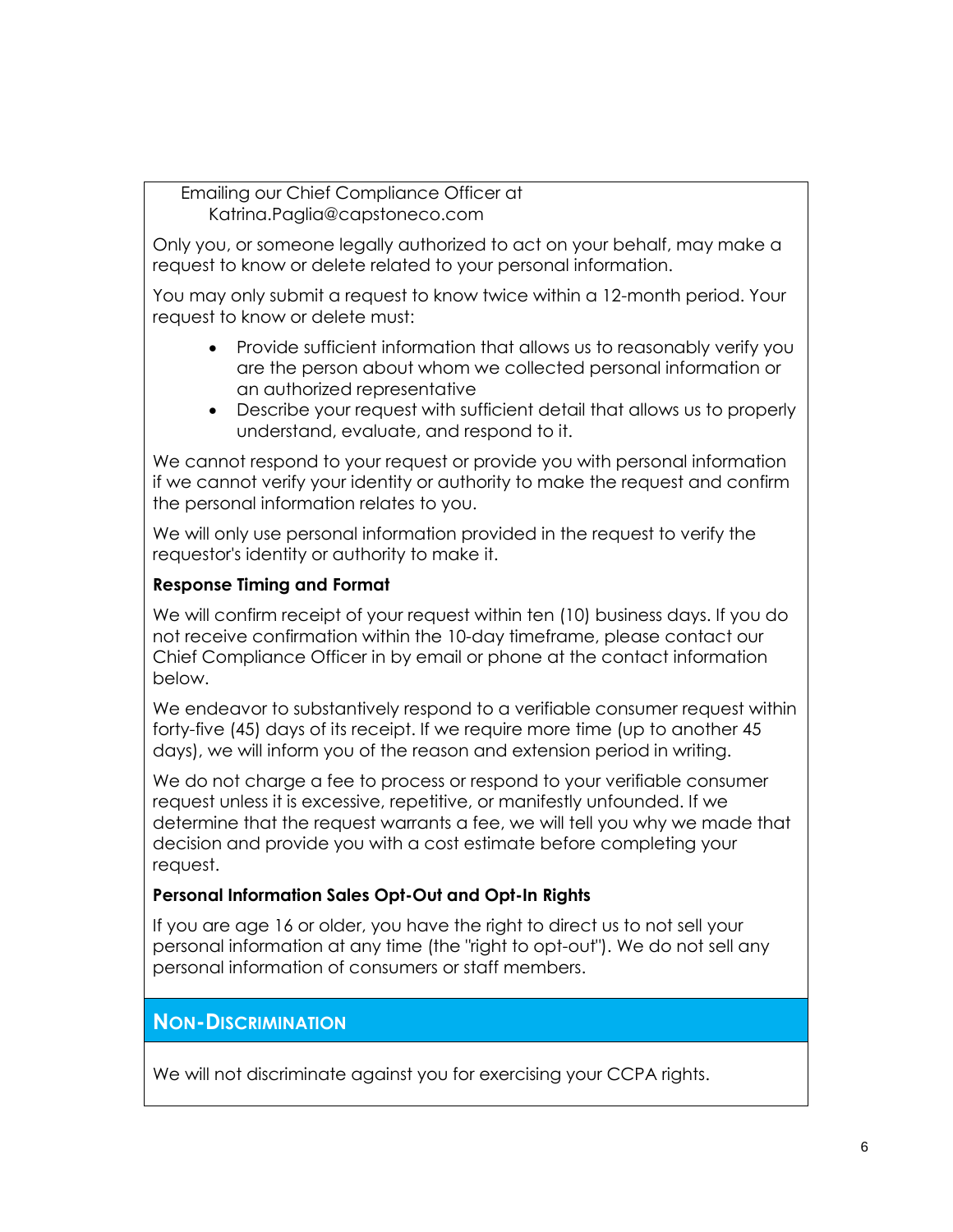Emailing our Chief Compliance Officer at Katrina.Paglia@capstoneco.com

Only you, or someone legally authorized to act on your behalf, may make a request to know or delete related to your personal information.

You may only submit a request to know twice within a 12-month period. Your request to know or delete must:

- Provide sufficient information that allows us to reasonably verify you are the person about whom we collected personal information or an authorized representative
- Describe your request with sufficient detail that allows us to properly understand, evaluate, and respond to it.

We cannot respond to your request or provide you with personal information if we cannot verify your identity or authority to make the request and confirm the personal information relates to you.

We will only use personal information provided in the request to verify the requestor's identity or authority to make it.

**Response Timing and Format**

We will confirm receipt of your request within ten (10) business days. If you do not receive confirmation within the 10-day timeframe, please contact our Chief Compliance Officer in by email or phone at the contact information below.

We endeavor to substantively respond to a verifiable consumer request within forty-five (45) days of its receipt. If we require more time (up to another 45 days), we will inform you of the reason and extension period in writing.

We do not charge a fee to process or respond to your verifiable consumer request unless it is excessive, repetitive, or manifestly unfounded. If we determine that the request warrants a fee, we will tell you why we made that decision and provide you with a cost estimate before completing your request.

**Personal Information Sales Opt-Out and Opt-In Rights**

If you are age 16 or older, you have the right to direct us to not sell your personal information at any time (the "right to opt-out"). We do not sell any personal information of consumers or staff members.

## Non-Discrimination

We will not discriminate against you for exercising your CCPA rights.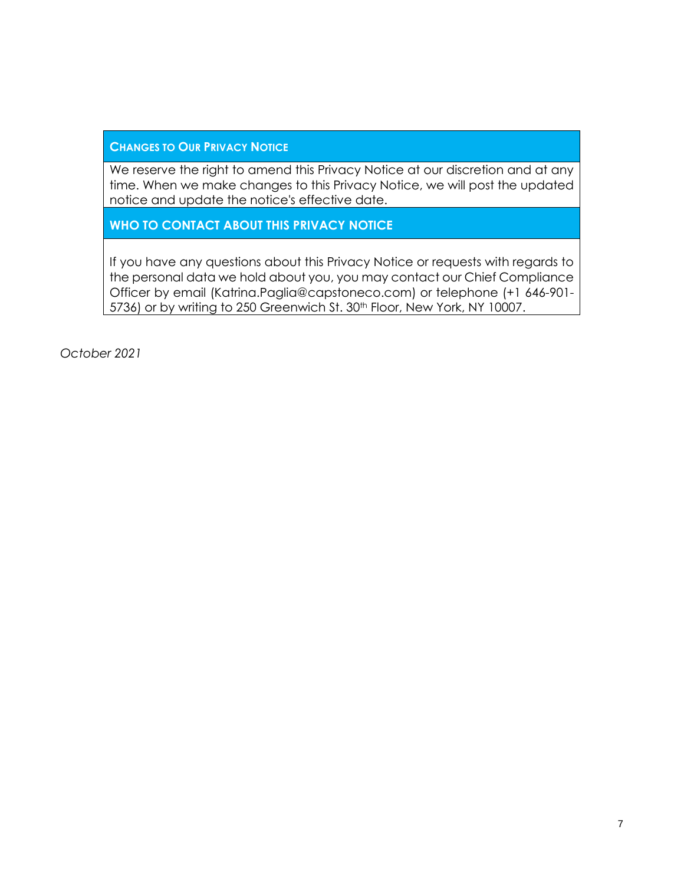## Changes to Our Privacy Notice

We reserve the right to amend this Privacy Notice at our discretion and at any time. When we make changes to this Privacy Notice, we will post the updated notice and update the notice's effective date.

## WHO TO CONTACT ABOUT THIS PRIVACY NOTICE

If you have any questions about this Privacy Notice or requests with regards to the personal data we hold about you, you may contact our Chief Compliance Officer by email (Katrina.Paglia@capstoneco.com) or telephone (+1 646-901-5736) or by writing to 250 Greenwich St. 30th Floor, New York, NY 10007.

*October 2021*